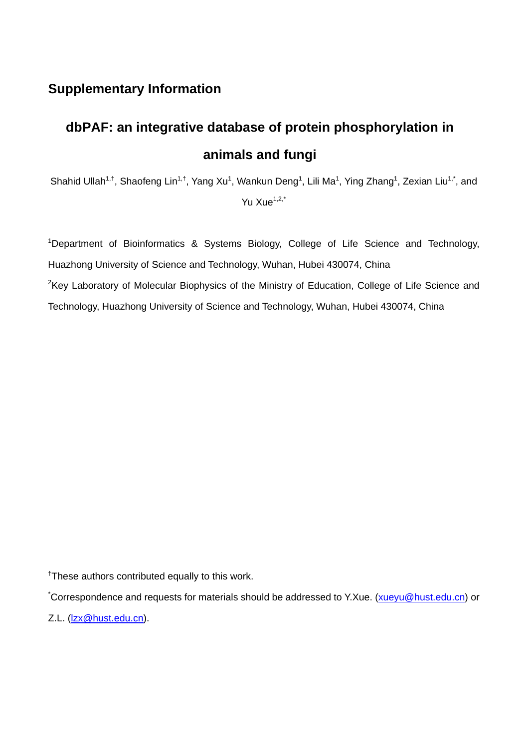## Supplementary Information

# dbPAF: an integrative database of protein phosphorylation in animals and fungi

Shahid Ullah[1,†], Shaofeng Lin[1,†], Yang Xu[1], Wankun Deng[1], Lili Ma[1], Ying Zhang[1], Zexian Liu[1,*], and Yu Xue[1,2,*]

[1]Department of Bioinformatics & Systems Biology, College of Life Science and Technology, Huazhong University of Science and Technology, Wuhan, Hubei 430074, China

[2]Key Laboratory of Molecular Biophysics of the Ministry of Education, College of Life Science and Technology, Huazhong University of Science and Technology, Wuhan, Hubei 430074, China

[†]These authors contributed equally to this work.

[*]Correspondence and requests for materials should be addressed to Y.Xue. (xueyu@hust.edu.cn) or Z.L. (lzx@hust.edu.cn).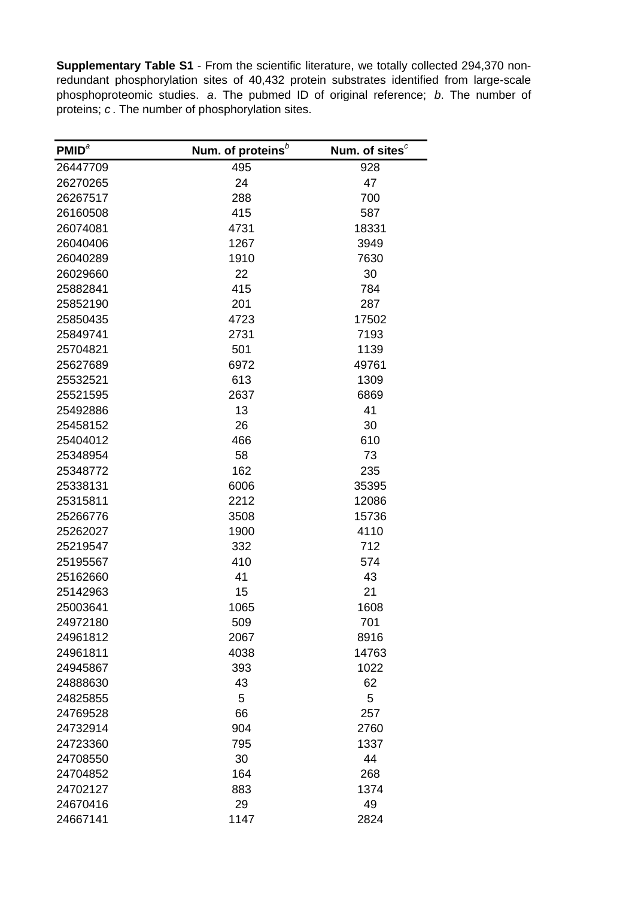**Supplementary Table S1** - From the scientific literature, we totally collected 294,370 non-redundant phosphorylation sites of 40,432 protein substrates identified from large-scale phosphoproteomic studies. *a*. The pubmed ID of original reference; *b*. The number of proteins; *c* . The number of phosphorylation sites.

| PMID[a] | Num. of proteins[b] | Num. of sites[c] |
|---|---|---|
| 26447709 | 495 | 928 |
| 26270265 | 24 | 47 |
| 26267517 | 288 | 700 |
| 26160508 | 415 | 587 |
| 26074081 | 4731 | 18331 |
| 26040406 | 1267 | 3949 |
| 26040289 | 1910 | 7630 |
| 26029660 | 22 | 30 |
| 25882841 | 415 | 784 |
| 25852190 | 201 | 287 |
| 25850435 | 4723 | 17502 |
| 25849741 | 2731 | 7193 |
| 25704821 | 501 | 1139 |
| 25627689 | 6972 | 49761 |
| 25532521 | 613 | 1309 |
| 25521595 | 2637 | 6869 |
| 25492886 | 13 | 41 |
| 25458152 | 26 | 30 |
| 25404012 | 466 | 610 |
| 25348954 | 58 | 73 |
| 25348772 | 162 | 235 |
| 25338131 | 6006 | 35395 |
| 25315811 | 2212 | 12086 |
| 25266776 | 3508 | 15736 |
| 25262027 | 1900 | 4110 |
| 25219547 | 332 | 712 |
| 25195567 | 410 | 574 |
| 25162660 | 41 | 43 |
| 25142963 | 15 | 21 |
| 25003641 | 1065 | 1608 |
| 24972180 | 509 | 701 |
| 24961812 | 2067 | 8916 |
| 24961811 | 4038 | 14763 |
| 24945867 | 393 | 1022 |
| 24888630 | 43 | 62 |
| 24825855 | 5 | 5 |
| 24769528 | 66 | 257 |
| 24732914 | 904 | 2760 |
| 24723360 | 795 | 1337 |
| 24708550 | 30 | 44 |
| 24704852 | 164 | 268 |
| 24702127 | 883 | 1374 |
| 24670416 | 29 | 49 |
| 24667141 | 1147 | 2824 |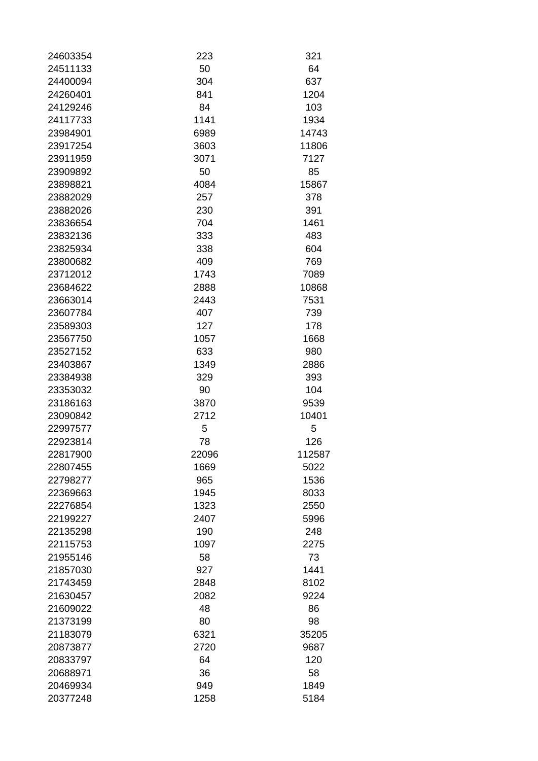| | | |
|---|---|---|
| 24603354 | 223 | 321 |
| 24511133 | 50 | 64 |
| 24400094 | 304 | 637 |
| 24260401 | 841 | 1204 |
| 24129246 | 84 | 103 |
| 24117733 | 1141 | 1934 |
| 23984901 | 6989 | 14743 |
| 23917254 | 3603 | 11806 |
| 23911959 | 3071 | 7127 |
| 23909892 | 50 | 85 |
| 23898821 | 4084 | 15867 |
| 23882029 | 257 | 378 |
| 23882026 | 230 | 391 |
| 23836654 | 704 | 1461 |
| 23832136 | 333 | 483 |
| 23825934 | 338 | 604 |
| 23800682 | 409 | 769 |
| 23712012 | 1743 | 7089 |
| 23684622 | 2888 | 10868 |
| 23663014 | 2443 | 7531 |
| 23607784 | 407 | 739 |
| 23589303 | 127 | 178 |
| 23567750 | 1057 | 1668 |
| 23527152 | 633 | 980 |
| 23403867 | 1349 | 2886 |
| 23384938 | 329 | 393 |
| 23353032 | 90 | 104 |
| 23186163 | 3870 | 9539 |
| 23090842 | 2712 | 10401 |
| 22997577 | 5 | 5 |
| 22923814 | 78 | 126 |
| 22817900 | 22096 | 112587 |
| 22807455 | 1669 | 5022 |
| 22798277 | 965 | 1536 |
| 22369663 | 1945 | 8033 |
| 22276854 | 1323 | 2550 |
| 22199227 | 2407 | 5996 |
| 22135298 | 190 | 248 |
| 22115753 | 1097 | 2275 |
| 21955146 | 58 | 73 |
| 21857030 | 927 | 1441 |
| 21743459 | 2848 | 8102 |
| 21630457 | 2082 | 9224 |
| 21609022 | 48 | 86 |
| 21373199 | 80 | 98 |
| 21183079 | 6321 | 35205 |
| 20873877 | 2720 | 9687 |
| 20833797 | 64 | 120 |
| 20688971 | 36 | 58 |
| 20469934 | 949 | 1849 |
| 20377248 | 1258 | 5184 |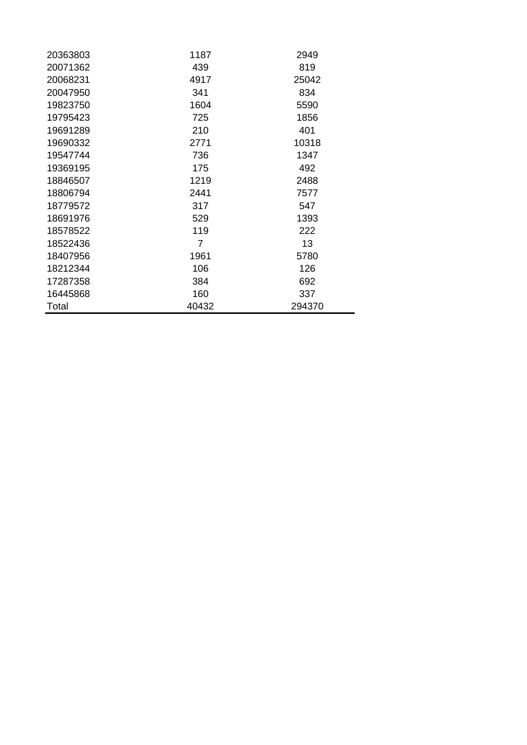| | | |
|---|---|---|
| 20363803 | 1187 | 2949 |
| 20071362 | 439 | 819 |
| 20068231 | 4917 | 25042 |
| 20047950 | 341 | 834 |
| 19823750 | 1604 | 5590 |
| 19795423 | 725 | 1856 |
| 19691289 | 210 | 401 |
| 19690332 | 2771 | 10318 |
| 19547744 | 736 | 1347 |
| 19369195 | 175 | 492 |
| 18846507 | 1219 | 2488 |
| 18806794 | 2441 | 7577 |
| 18779572 | 317 | 547 |
| 18691976 | 529 | 1393 |
| 18578522 | 119 | 222 |
| 18522436 | 7 | 13 |
| 18407956 | 1961 | 5780 |
| 18212344 | 106 | 126 |
| 17287358 | 384 | 692 |
| 16445868 | 160 | 337 |
| Total | 40432 | 294370 |